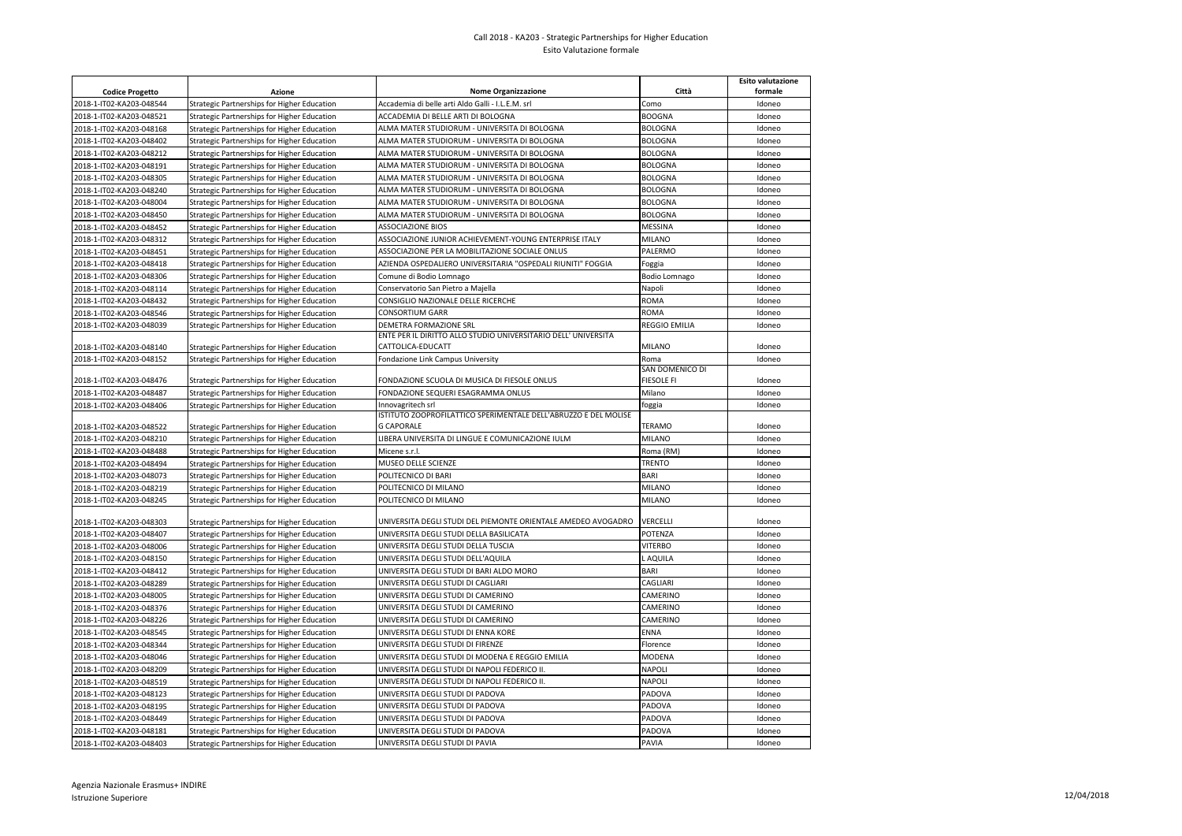Call 2018 - KA203 - Strategic Partnerships for Higher Education
Esito Valutazione formale

| Codice Progetto | Azione | Nome Organizzazione | Città | Esito valutazione formale |
|---|---|---|---|---|
| 2018-1-IT02-KA203-048544 | Strategic Partnerships for Higher Education | Accademia di belle arti Aldo Galli - I.L.E.M. srl | Como | Idoneo |
| 2018-1-IT02-KA203-048521 | Strategic Partnerships for Higher Education | ACCADEMIA DI BELLE ARTI DI BOLOGNA | BOOGNA | Idoneo |
| 2018-1-IT02-KA203-048168 | Strategic Partnerships for Higher Education | ALMA MATER STUDIORUM - UNIVERSITA DI BOLOGNA | BOLOGNA | Idoneo |
| 2018-1-IT02-KA203-048402 | Strategic Partnerships for Higher Education | ALMA MATER STUDIORUM - UNIVERSITA DI BOLOGNA | BOLOGNA | Idoneo |
| 2018-1-IT02-KA203-048212 | Strategic Partnerships for Higher Education | ALMA MATER STUDIORUM - UNIVERSITA DI BOLOGNA | BOLOGNA | Idoneo |
| 2018-1-IT02-KA203-048191 | Strategic Partnerships for Higher Education | ALMA MATER STUDIORUM - UNIVERSITA DI BOLOGNA | BOLOGNA | Idoneo |
| 2018-1-IT02-KA203-048305 | Strategic Partnerships for Higher Education | ALMA MATER STUDIORUM - UNIVERSITA DI BOLOGNA | BOLOGNA | Idoneo |
| 2018-1-IT02-KA203-048240 | Strategic Partnerships for Higher Education | ALMA MATER STUDIORUM - UNIVERSITA DI BOLOGNA | BOLOGNA | Idoneo |
| 2018-1-IT02-KA203-048004 | Strategic Partnerships for Higher Education | ALMA MATER STUDIORUM - UNIVERSITA DI BOLOGNA | BOLOGNA | Idoneo |
| 2018-1-IT02-KA203-048450 | Strategic Partnerships for Higher Education | ALMA MATER STUDIORUM - UNIVERSITA DI BOLOGNA | BOLOGNA | Idoneo |
| 2018-1-IT02-KA203-048452 | Strategic Partnerships for Higher Education | ASSOCIAZIONE BIOS | MESSINA | Idoneo |
| 2018-1-IT02-KA203-048312 | Strategic Partnerships for Higher Education | ASSOCIAZIONE JUNIOR ACHIEVEMENT-YOUNG ENTERPRISE ITALY | MILANO | Idoneo |
| 2018-1-IT02-KA203-048451 | Strategic Partnerships for Higher Education | ASSOCIAZIONE PER LA MOBILITAZIONE SOCIALE ONLUS | PALERMO | Idoneo |
| 2018-1-IT02-KA203-048418 | Strategic Partnerships for Higher Education | AZIENDA OSPEDALIERO UNIVERSITARIA "OSPEDALI RIUNITI" FOGGIA | Foggia | Idoneo |
| 2018-1-IT02-KA203-048306 | Strategic Partnerships for Higher Education | Comune di Bodio Lomnago | Bodio Lomnago | Idoneo |
| 2018-1-IT02-KA203-048114 | Strategic Partnerships for Higher Education | Conservatorio San Pietro a Majella | Napoli | Idoneo |
| 2018-1-IT02-KA203-048432 | Strategic Partnerships for Higher Education | CONSIGLIO NAZIONALE DELLE RICERCHE | ROMA | Idoneo |
| 2018-1-IT02-KA203-048546 | Strategic Partnerships for Higher Education | CONSORTIUM GARR | ROMA | Idoneo |
| 2018-1-IT02-KA203-048039 | Strategic Partnerships for Higher Education | DEMETRA FORMAZIONE SRL | REGGIO EMILIA | Idoneo |
| 2018-1-IT02-KA203-048140 | Strategic Partnerships for Higher Education | ENTE PER IL DIRITTO ALLO STUDIO UNIVERSITARIO DELL' UNIVERSITA CATTOLICA-EDUCATT | MILANO | Idoneo |
| 2018-1-IT02-KA203-048152 | Strategic Partnerships for Higher Education | Fondazione Link Campus University | Roma | Idoneo |
| 2018-1-IT02-KA203-048476 | Strategic Partnerships for Higher Education | FONDAZIONE SCUOLA DI MUSICA DI FIESOLE ONLUS | SAN DOMENICO DI FIESOLE FI | Idoneo |
| 2018-1-IT02-KA203-048487 | Strategic Partnerships for Higher Education | FONDAZIONE SEQUERI ESAGRAMMA ONLUS | Milano | Idoneo |
| 2018-1-IT02-KA203-048406 | Strategic Partnerships for Higher Education | Innovagritech srl | foggia | Idoneo |
| 2018-1-IT02-KA203-048522 | Strategic Partnerships for Higher Education | ISTITUTO ZOOPROFILATTICO SPERIMENTALE DELL'ABRUZZO E DEL MOLISE G CAPORALE | TERAMO | Idoneo |
| 2018-1-IT02-KA203-048210 | Strategic Partnerships for Higher Education | LIBERA UNIVERSITA DI LINGUE E COMUNICAZIONE IULM | MILANO | Idoneo |
| 2018-1-IT02-KA203-048488 | Strategic Partnerships for Higher Education | Micene s.r.l. | Roma (RM) | Idoneo |
| 2018-1-IT02-KA203-048494 | Strategic Partnerships for Higher Education | MUSEO DELLE SCIENZE | TRENTO | Idoneo |
| 2018-1-IT02-KA203-048073 | Strategic Partnerships for Higher Education | POLITECNICO DI BARI | BARI | Idoneo |
| 2018-1-IT02-KA203-048219 | Strategic Partnerships for Higher Education | POLITECNICO DI MILANO | MILANO | Idoneo |
| 2018-1-IT02-KA203-048245 | Strategic Partnerships for Higher Education | POLITECNICO DI MILANO | MILANO | Idoneo |
| 2018-1-IT02-KA203-048303 | Strategic Partnerships for Higher Education | UNIVERSITA DEGLI STUDI DEL PIEMONTE ORIENTALE AMEDEO AVOGADRO | VERCELLI | Idoneo |
| 2018-1-IT02-KA203-048407 | Strategic Partnerships for Higher Education | UNIVERSITA DEGLI STUDI DELLA BASILICATA | POTENZA | Idoneo |
| 2018-1-IT02-KA203-048006 | Strategic Partnerships for Higher Education | UNIVERSITA DEGLI STUDI DELLA TUSCIA | VITERBO | Idoneo |
| 2018-1-IT02-KA203-048150 | Strategic Partnerships for Higher Education | UNIVERSITA DEGLI STUDI DELL'AQUILA | L AQUILA | Idoneo |
| 2018-1-IT02-KA203-048412 | Strategic Partnerships for Higher Education | UNIVERSITA DEGLI STUDI DI BARI ALDO MORO | BARI | Idoneo |
| 2018-1-IT02-KA203-048289 | Strategic Partnerships for Higher Education | UNIVERSITA DEGLI STUDI DI CAGLIARI | CAGLIARI | Idoneo |
| 2018-1-IT02-KA203-048005 | Strategic Partnerships for Higher Education | UNIVERSITA DEGLI STUDI DI CAMERINO | CAMERINO | Idoneo |
| 2018-1-IT02-KA203-048376 | Strategic Partnerships for Higher Education | UNIVERSITA DEGLI STUDI DI CAMERINO | CAMERINO | Idoneo |
| 2018-1-IT02-KA203-048226 | Strategic Partnerships for Higher Education | UNIVERSITA DEGLI STUDI DI CAMERINO | CAMERINO | Idoneo |
| 2018-1-IT02-KA203-048545 | Strategic Partnerships for Higher Education | UNIVERSITA DEGLI STUDI DI ENNA KORE | ENNA | Idoneo |
| 2018-1-IT02-KA203-048344 | Strategic Partnerships for Higher Education | UNIVERSITA DEGLI STUDI DI FIRENZE | Florence | Idoneo |
| 2018-1-IT02-KA203-048046 | Strategic Partnerships for Higher Education | UNIVERSITA DEGLI STUDI DI MODENA E REGGIO EMILIA | MODENA | Idoneo |
| 2018-1-IT02-KA203-048209 | Strategic Partnerships for Higher Education | UNIVERSITA DEGLI STUDI DI NAPOLI FEDERICO II. | NAPOLI | Idoneo |
| 2018-1-IT02-KA203-048519 | Strategic Partnerships for Higher Education | UNIVERSITA DEGLI STUDI DI NAPOLI FEDERICO II. | NAPOLI | Idoneo |
| 2018-1-IT02-KA203-048123 | Strategic Partnerships for Higher Education | UNIVERSITA DEGLI STUDI DI PADOVA | PADOVA | Idoneo |
| 2018-1-IT02-KA203-048195 | Strategic Partnerships for Higher Education | UNIVERSITA DEGLI STUDI DI PADOVA | PADOVA | Idoneo |
| 2018-1-IT02-KA203-048449 | Strategic Partnerships for Higher Education | UNIVERSITA DEGLI STUDI DI PADOVA | PADOVA | Idoneo |
| 2018-1-IT02-KA203-048181 | Strategic Partnerships for Higher Education | UNIVERSITA DEGLI STUDI DI PADOVA | PADOVA | Idoneo |
| 2018-1-IT02-KA203-048403 | Strategic Partnerships for Higher Education | UNIVERSITA DEGLI STUDI DI PAVIA | PAVIA | Idoneo |

Agenzia Nazionale Erasmus+ INDIRE
Istruzione Superiore

12/04/2018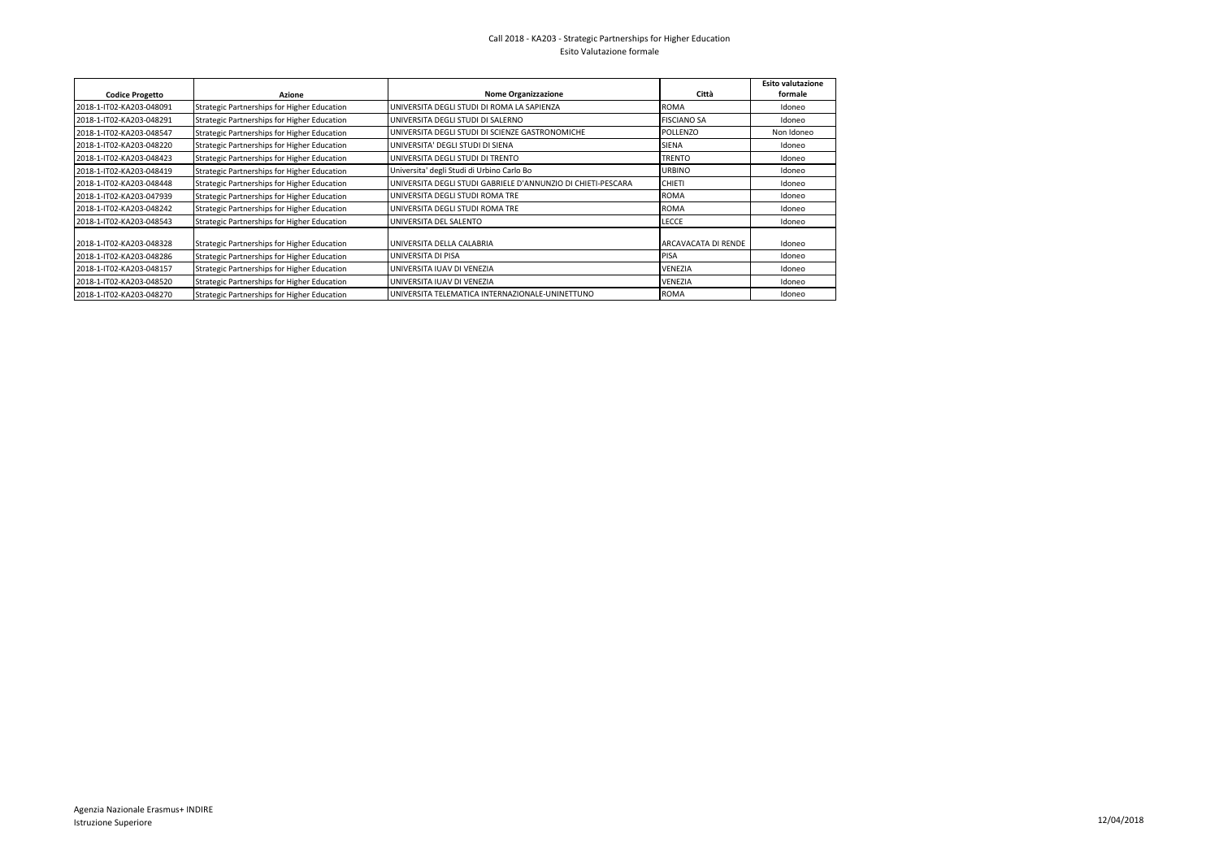Call 2018 - KA203 - Strategic Partnerships for Higher Education
Esito Valutazione formale

| Codice Progetto | Azione | Nome Organizzazione | Città | Esito valutazione formale |
|---|---|---|---|---|
| 2018-1-IT02-KA203-048091 | Strategic Partnerships for Higher Education | UNIVERSITA DEGLI STUDI DI ROMA LA SAPIENZA | ROMA | Idoneo |
| 2018-1-IT02-KA203-048291 | Strategic Partnerships for Higher Education | UNIVERSITA DEGLI STUDI DI SALERNO | FISCIANO SA | Idoneo |
| 2018-1-IT02-KA203-048547 | Strategic Partnerships for Higher Education | UNIVERSITA DEGLI STUDI DI SCIENZE GASTRONOMICHE | POLLENZO | Non Idoneo |
| 2018-1-IT02-KA203-048220 | Strategic Partnerships for Higher Education | UNIVERSITA' DEGLI STUDI DI SIENA | SIENA | Idoneo |
| 2018-1-IT02-KA203-048423 | Strategic Partnerships for Higher Education | UNIVERSITA DEGLI STUDI DI TRENTO | TRENTO | Idoneo |
| 2018-1-IT02-KA203-048419 | Strategic Partnerships for Higher Education | Universita' degli Studi di Urbino Carlo Bo | URBINO | Idoneo |
| 2018-1-IT02-KA203-048448 | Strategic Partnerships for Higher Education | UNIVERSITA DEGLI STUDI GABRIELE D'ANNUNZIO DI CHIETI-PESCARA | CHIETI | Idoneo |
| 2018-1-IT02-KA203-047939 | Strategic Partnerships for Higher Education | UNIVERSITA DEGLI STUDI ROMA TRE | ROMA | Idoneo |
| 2018-1-IT02-KA203-048242 | Strategic Partnerships for Higher Education | UNIVERSITA DEGLI STUDI ROMA TRE | ROMA | Idoneo |
| 2018-1-IT02-KA203-048543 | Strategic Partnerships for Higher Education | UNIVERSITA DEL SALENTO | LECCE | Idoneo |
| 2018-1-IT02-KA203-048328 | Strategic Partnerships for Higher Education | UNIVERSITA DELLA CALABRIA | ARCAVACATA DI RENDE | Idoneo |
| 2018-1-IT02-KA203-048286 | Strategic Partnerships for Higher Education | UNIVERSITA DI PISA | PISA | Idoneo |
| 2018-1-IT02-KA203-048157 | Strategic Partnerships for Higher Education | UNIVERSITA IUAV DI VENEZIA | VENEZIA | Idoneo |
| 2018-1-IT02-KA203-048520 | Strategic Partnerships for Higher Education | UNIVERSITA IUAV DI VENEZIA | VENEZIA | Idoneo |
| 2018-1-IT02-KA203-048270 | Strategic Partnerships for Higher Education | UNIVERSITA TELEMATICA INTERNAZIONALE-UNINETTUNO | ROMA | Idoneo |

Agenzia Nazionale Erasmus+ INDIRE
Istruzione Superiore

12/04/2018